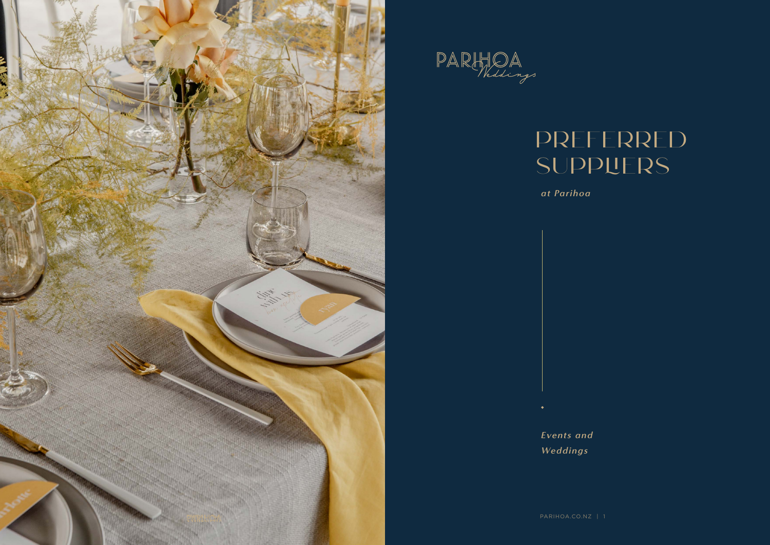PARIHOA Weddings

# PREFERRED SUPPLIERS

*at Parihoa*

*Events and Weddings*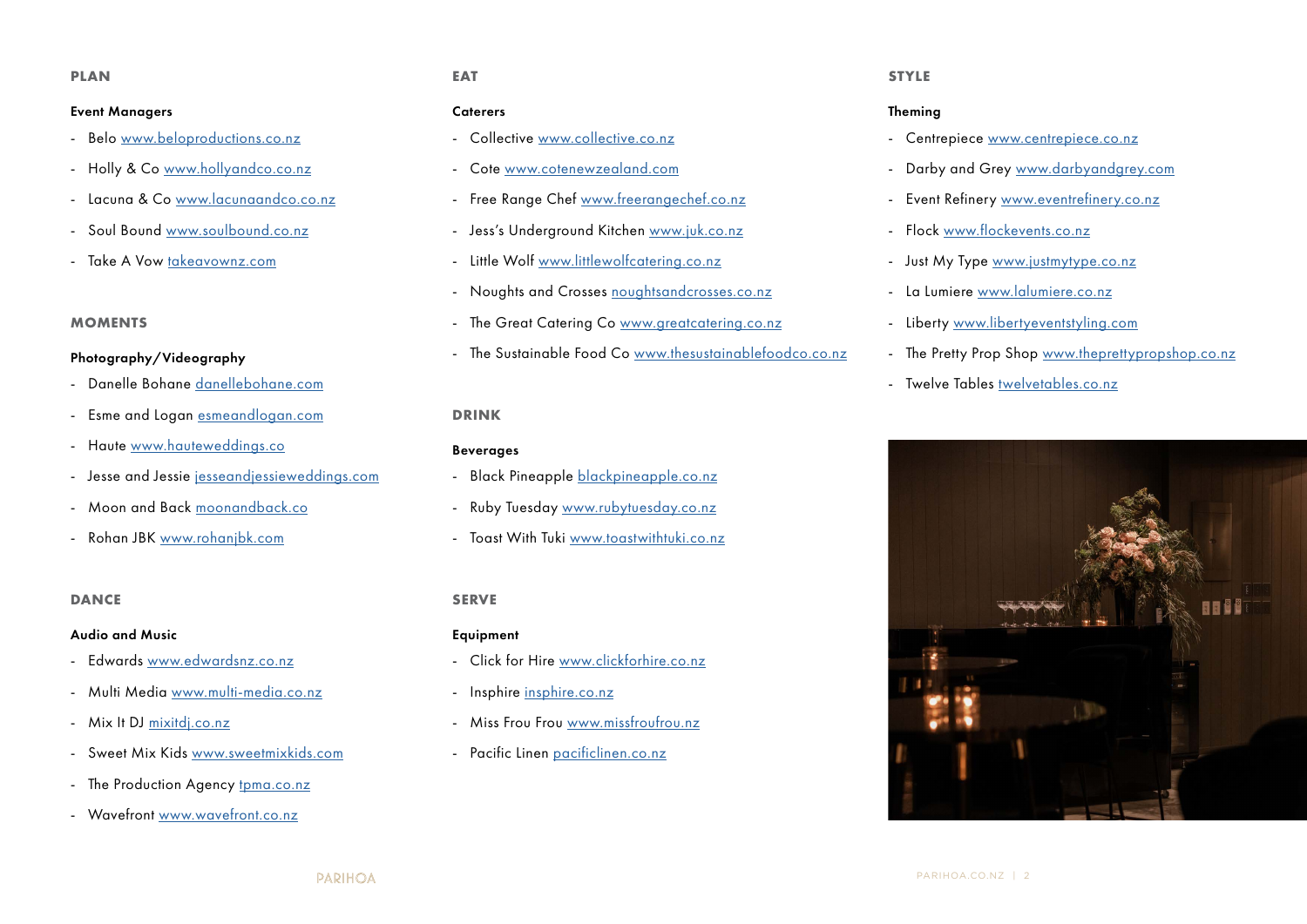## PLAN

### Event Managers

- Belo www.beloproductions.co.nz
- Holly & Co www.hollyandco.co.nz
- Lacuna & Co www.lacunaandco.co.nz
- Soul Bound www.soulbound.co.nz
- Take A Vow takeavownz.com

## MOMENTS

### Photography/Videography

- Danelle Bohane danellebohane.com
- Esme and Logan esmeandlogan.com
- Haute www.hauteweddings.co
- Jesse and Jessie jesseandjessieweddings.com
- Moon and Back moonandback.co
- Rohan JBK www.rohanjbk.com

## DANCE

### Audio and Music

- Edwards www.edwardsnz.co.nz
- Multi Media www.multi-media.co.nz
- Mix It DJ mixitdj.co.nz
- Sweet Mix Kids www.sweetmixkids.com
- The Production Agency tpma.co.nz
- Wavefront www.wavefront.co.nz

## EAT

### Caterers

- Collective www.collective.co.nz
- Cote www.cotenewzealand.com
- Free Range Chef www.freerangechef.co.nz
- Jess's Underground Kitchen www.juk.co.nz
- Little Wolf www.littlewolfcatering.co.nz
- Noughts and Crosses noughtsandcrosses.co.nz
- The Great Catering Co www.greatcatering.co.nz
- The Sustainable Food Co www.thesustainablefoodco.co.nz

## DRINK

### Beverages

- Black Pineapple blackpineapple.co.nz
- Ruby Tuesday www.rubytuesday.co.nz
- Toast With Tuki www.toastwithtuki.co.nz

## SERVE

### Equipment

- Click for Hire www.clickforhire.co.nz
- Insphire insphire.co.nz
- Miss Frou Frou www.missfroufrou.nz
- Pacific Linen pacificlinen.co.nz

## STYLE

### Theming

- Centrepiece www.centrepiece.co.nz
- Darby and Grey www.darbyandgrey.com
- Event Refinery www.eventrefinery.co.nz
- Flock www.flockevents.co.nz
- Just My Type www.justmytype.co.nz
- La Lumiere www.lalumiere.co.nz
- Liberty www.libertyeventstyling.com
- The Pretty Prop Shop www.theprettypropshop.co.nz
- Twelve Tables twelvetables.co.nz